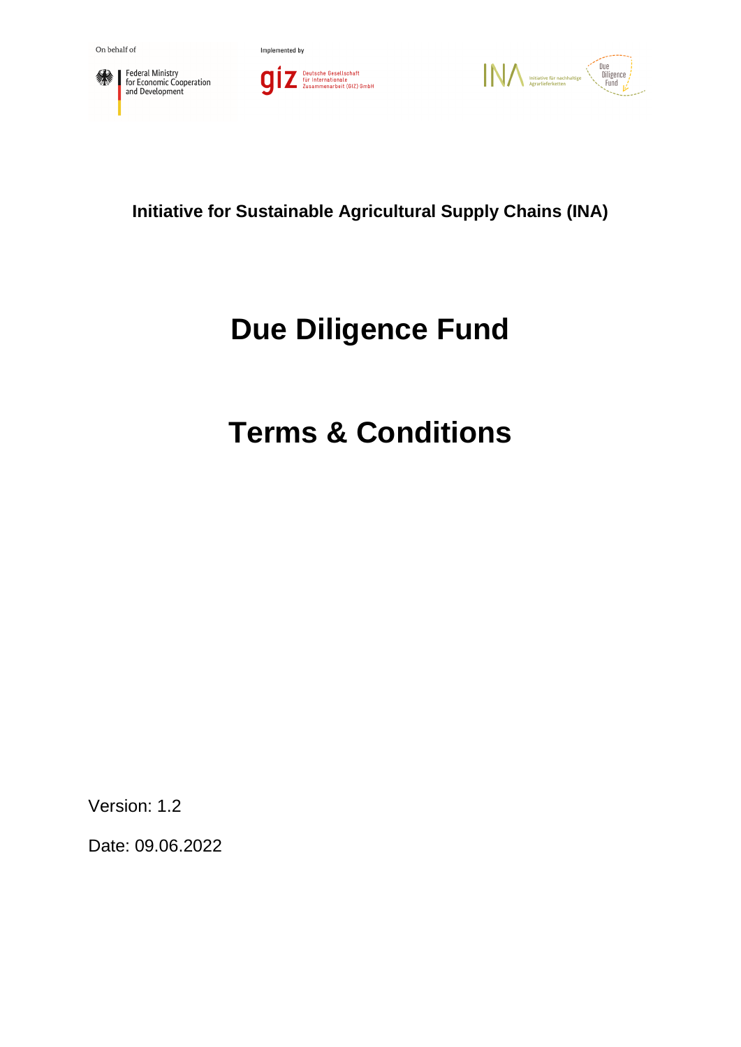On behalf of

Federal Ministry for Economic Cooperation and Development

Implemented by

giz Deutsche Gesellschaft für Internationale Zusammenarbeit (GIZ) GmbH

INA Initiative für nachhaltige Agrarlieferketten

Due Diligence Fund

**Initiative for Sustainable Agricultural Supply Chains (INA)**

# Due Diligence Fund

# Terms & Conditions

Version: 1.2

Date: 09.06.2022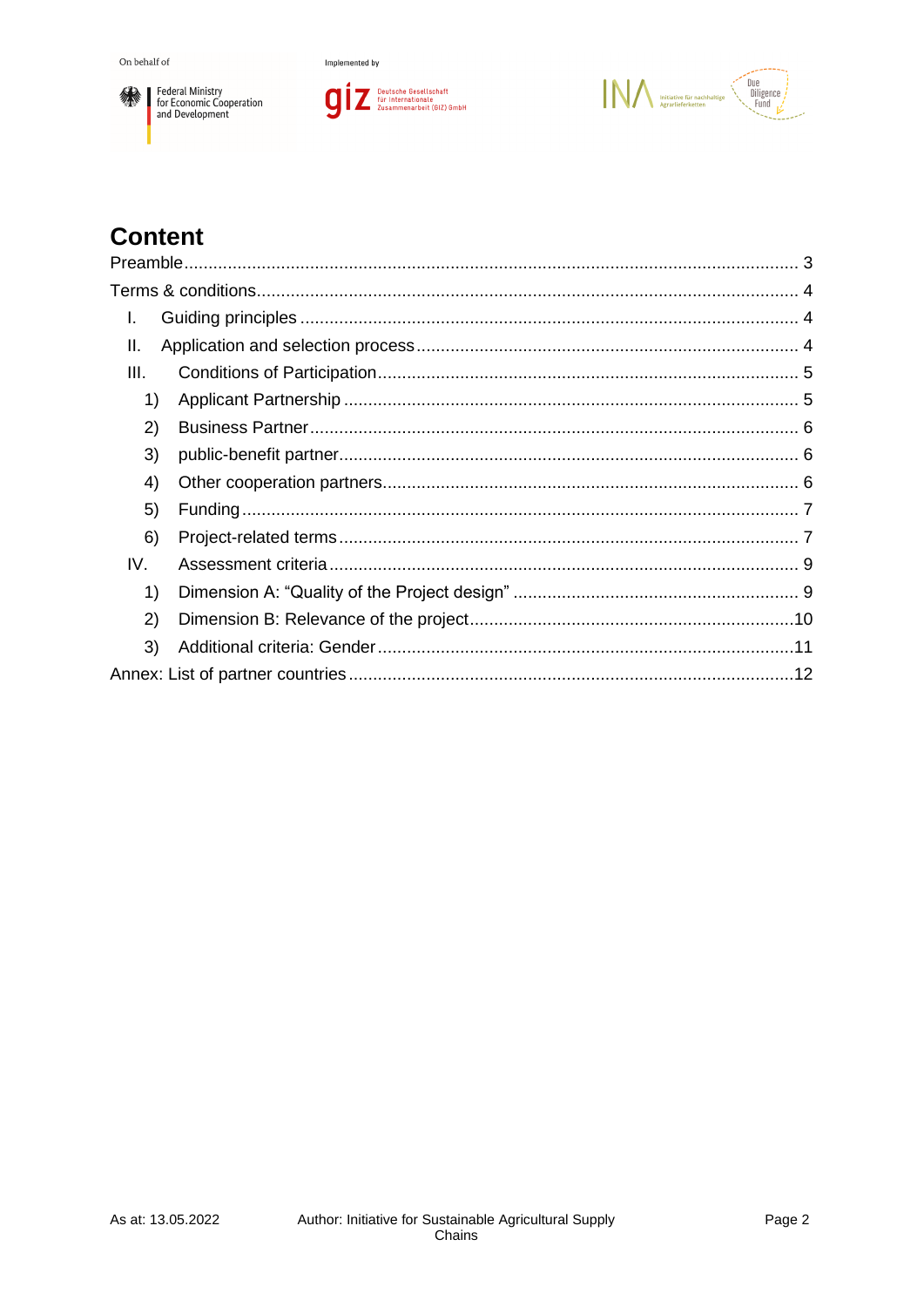# Content

Preamble ... 3

Terms & conditions ... 4

- I. Guiding principles ... 4
- II. Application and selection process ... 4
- III. Conditions of Participation ... 5
  - 1) Applicant Partnership ... 5
  - 2) Business Partner ... 6
  - 3) public-benefit partner ... 6
  - 4) Other cooperation partners ... 6
  - 5) Funding ... 7
  - 6) Project-related terms ... 7
- IV. Assessment criteria ... 9
  - 1) Dimension A: "Quality of the Project design" ... 9
  - 2) Dimension B: Relevance of the project ... 10
  - 3) Additional criteria: Gender ... 11

Annex: List of partner countries ... 12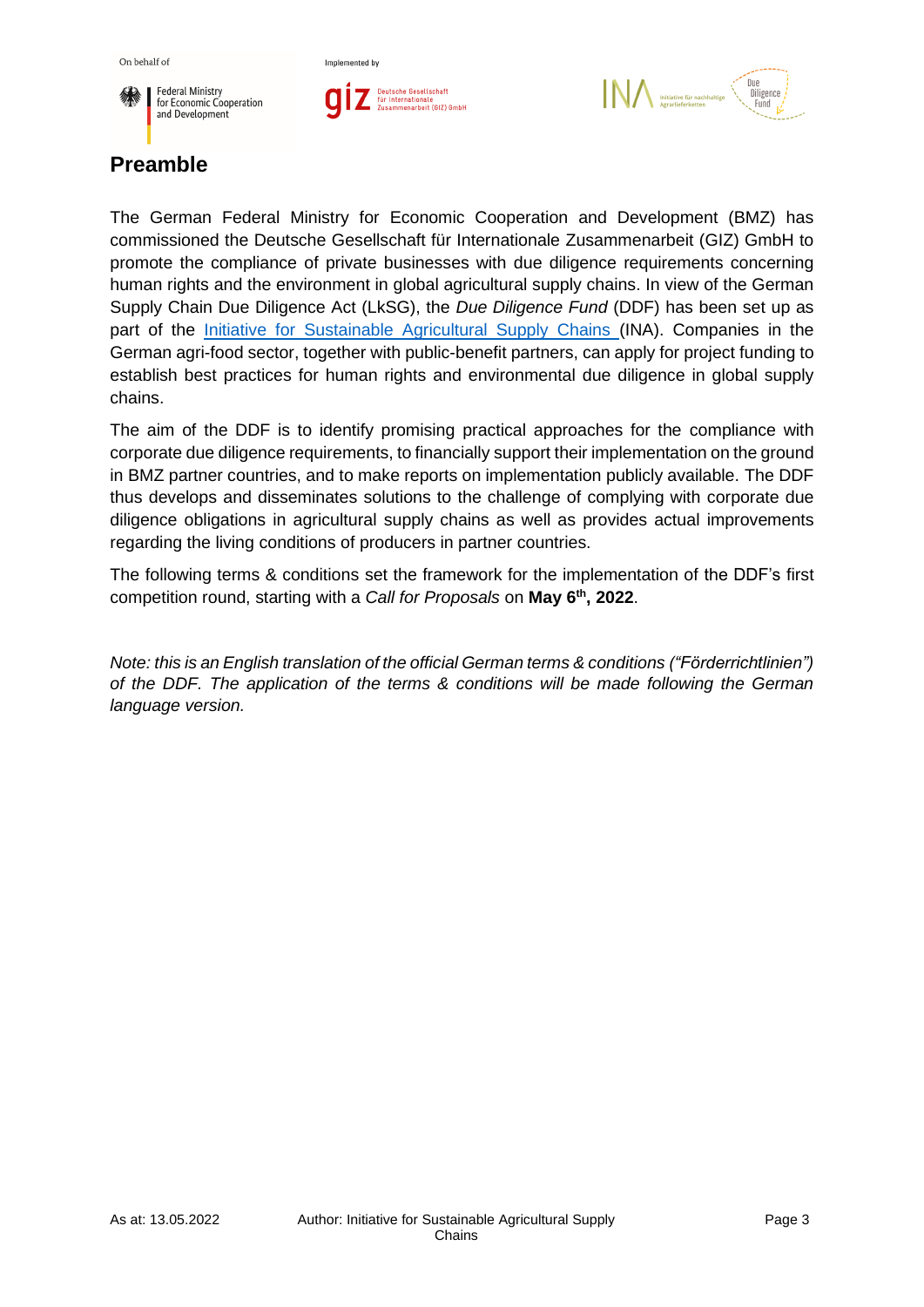## Preamble

The German Federal Ministry for Economic Cooperation and Development (BMZ) has commissioned the Deutsche Gesellschaft für Internationale Zusammenarbeit (GIZ) GmbH to promote the compliance of private businesses with due diligence requirements concerning human rights and the environment in global agricultural supply chains. In view of the German Supply Chain Due Diligence Act (LkSG), the *Due Diligence Fund* (DDF) has been set up as part of the Initiative for Sustainable Agricultural Supply Chains (INA). Companies in the German agri-food sector, together with public-benefit partners, can apply for project funding to establish best practices for human rights and environmental due diligence in global supply chains.

The aim of the DDF is to identify promising practical approaches for the compliance with corporate due diligence requirements, to financially support their implementation on the ground in BMZ partner countries, and to make reports on implementation publicly available. The DDF thus develops and disseminates solutions to the challenge of complying with corporate due diligence obligations in agricultural supply chains as well as provides actual improvements regarding the living conditions of producers in partner countries.

The following terms & conditions set the framework for the implementation of the DDF's first competition round, starting with a *Call for Proposals* on **May 6th, 2022**.

*Note: this is an English translation of the official German terms & conditions ("Förderrichtlinien") of the DDF. The application of the terms & conditions will be made following the German language version.*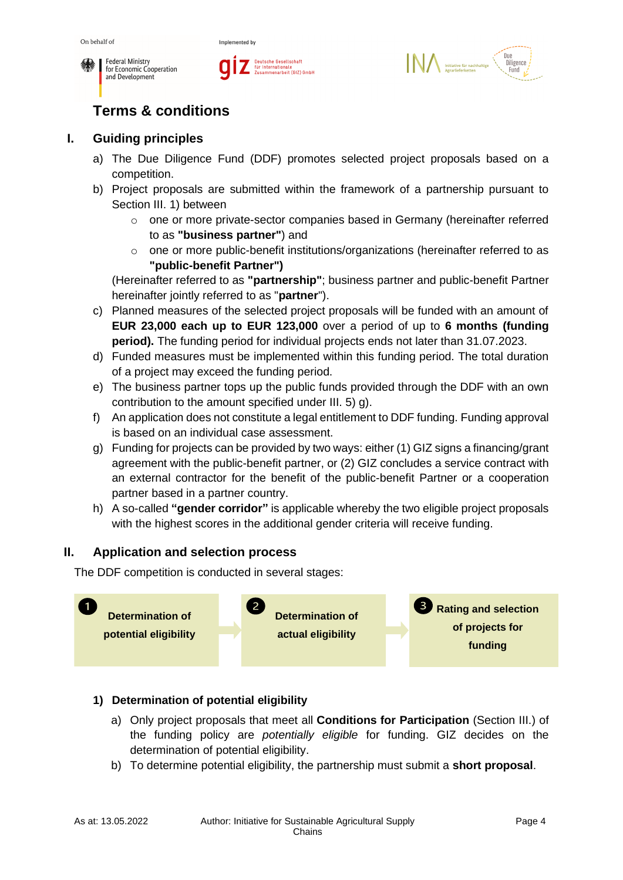## Terms & conditions

### I. Guiding principles

a) The Due Diligence Fund (DDF) promotes selected project proposals based on a competition.

b) Project proposals are submitted within the framework of a partnership pursuant to Section III. 1) between
   - one or more private-sector companies based in Germany (hereinafter referred to as **"business partner"**) and
   - one or more public-benefit institutions/organizations (hereinafter referred to as **"public-benefit Partner")**

   (Hereinafter referred to as **"partnership"**; business partner and public-benefit Partner hereinafter jointly referred to as "**partner**").

c) Planned measures of the selected project proposals will be funded with an amount of **EUR 23,000 each up to EUR 123,000** over a period of up to **6 months (funding period).** The funding period for individual projects ends not later than 31.07.2023.

d) Funded measures must be implemented within this funding period. The total duration of a project may exceed the funding period.

e) The business partner tops up the public funds provided through the DDF with an own contribution to the amount specified under III. 5) g).

f) An application does not constitute a legal entitlement to DDF funding. Funding approval is based on an individual case assessment.

g) Funding for projects can be provided by two ways: either (1) GIZ signs a financing/grant agreement with the public-benefit partner, or (2) GIZ concludes a service contract with an external contractor for the benefit of the public-benefit Partner or a cooperation partner based in a partner country.

h) A so-called **"gender corridor"** is applicable whereby the two eligible project proposals with the highest scores in the additional gender criteria will receive funding.

### II. Application and selection process

The DDF competition is conducted in several stages:

1. **Determination of potential eligibility** → 2. **Determination of actual eligibility** → 3. **Rating and selection of projects for funding**

#### 1) Determination of potential eligibility

a) Only project proposals that meet all **Conditions for Participation** (Section III.) of the funding policy are *potentially eligible* for funding. GIZ decides on the determination of potential eligibility.

b) To determine potential eligibility, the partnership must submit a **short proposal**.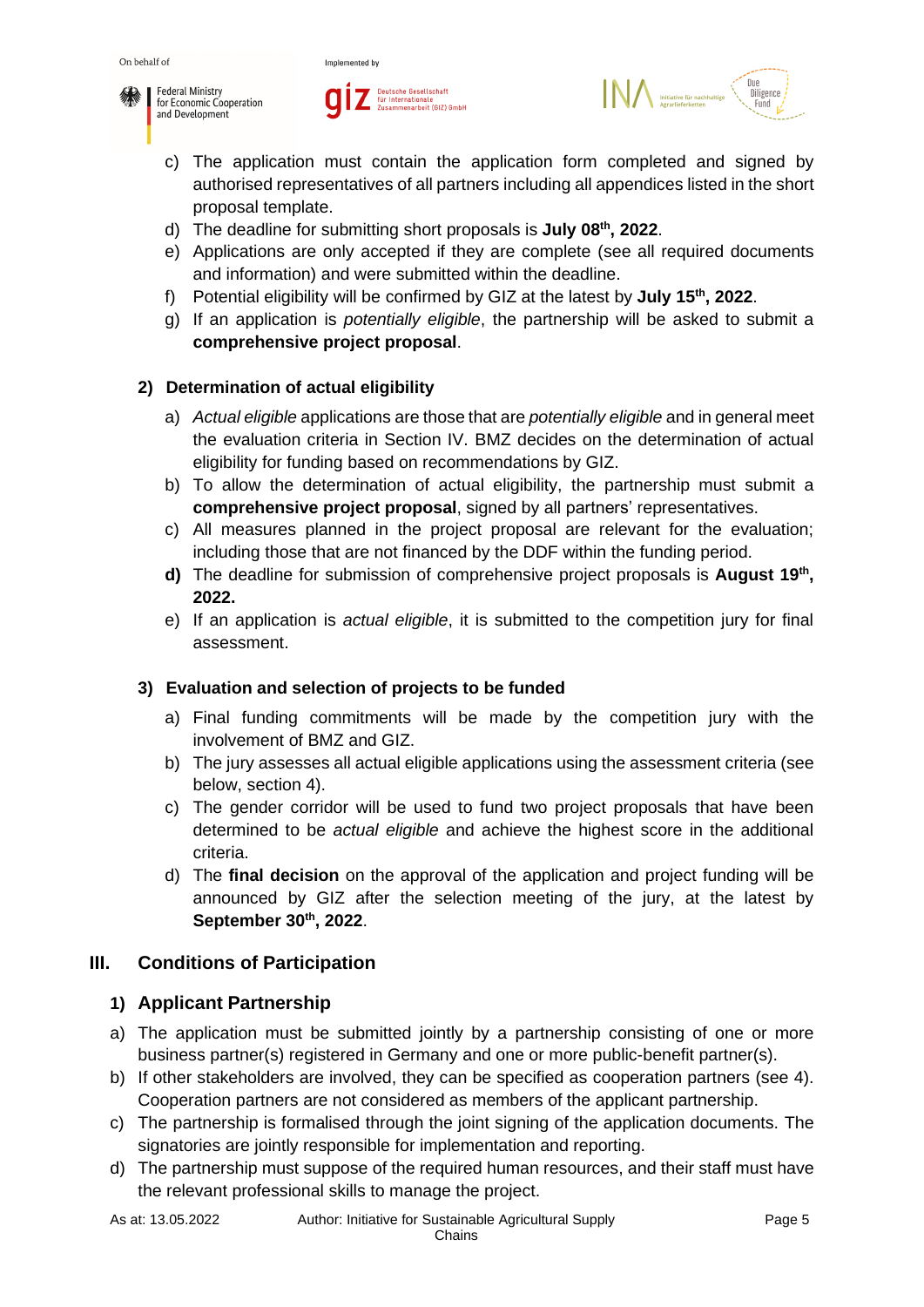c) The application must contain the application form completed and signed by authorised representatives of all partners including all appendices listed in the short proposal template.
d) The deadline for submitting short proposals is **July 08th, 2022**.
e) Applications are only accepted if they are complete (see all required documents and information) and were submitted within the deadline.
f) Potential eligibility will be confirmed by GIZ at the latest by **July 15th, 2022**.
g) If an application is *potentially eligible*, the partnership will be asked to submit a **comprehensive project proposal**.

### 2) Determination of actual eligibility

a) *Actual eligible* applications are those that are *potentially eligible* and in general meet the evaluation criteria in Section IV. BMZ decides on the determination of actual eligibility for funding based on recommendations by GIZ.
b) To allow the determination of actual eligibility, the partnership must submit a **comprehensive project proposal**, signed by all partners' representatives.
c) All measures planned in the project proposal are relevant for the evaluation; including those that are not financed by the DDF within the funding period.
**d)** The deadline for submission of comprehensive project proposals is **August 19th, 2022.**
e) If an application is *actual eligible*, it is submitted to the competition jury for final assessment.

### 3) Evaluation and selection of projects to be funded

a) Final funding commitments will be made by the competition jury with the involvement of BMZ and GIZ.
b) The jury assesses all actual eligible applications using the assessment criteria (see below, section 4).
c) The gender corridor will be used to fund two project proposals that have been determined to be *actual eligible* and achieve the highest score in the additional criteria.
d) The **final decision** on the approval of the application and project funding will be announced by GIZ after the selection meeting of the jury, at the latest by **September 30th, 2022**.

## III. Conditions of Participation

### 1) Applicant Partnership

a) The application must be submitted jointly by a partnership consisting of one or more business partner(s) registered in Germany and one or more public-benefit partner(s).
b) If other stakeholders are involved, they can be specified as cooperation partners (see 4). Cooperation partners are not considered as members of the applicant partnership.
c) The partnership is formalised through the joint signing of the application documents. The signatories are jointly responsible for implementation and reporting.
d) The partnership must suppose of the required human resources, and their staff must have the relevant professional skills to manage the project.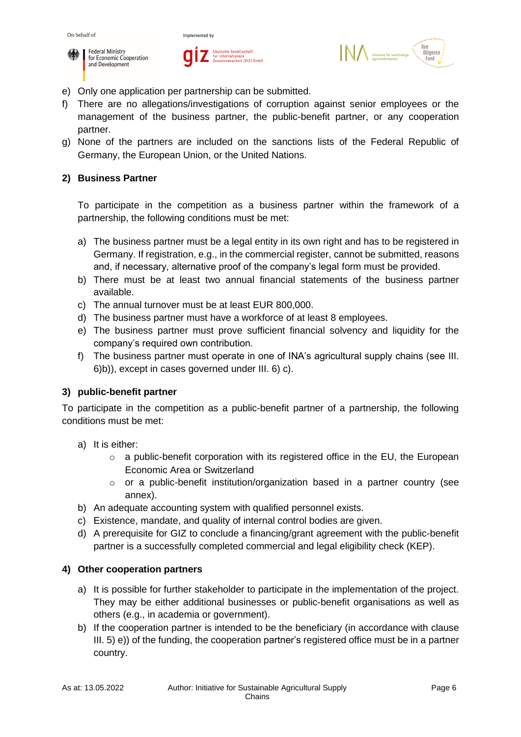e) Only one application per partnership can be submitted.
f) There are no allegations/investigations of corruption against senior employees or the management of the business partner, the public-benefit partner, or any cooperation partner.
g) None of the partners are included on the sanctions lists of the Federal Republic of Germany, the European Union, or the United Nations.

### 2) Business Partner

To participate in the competition as a business partner within the framework of a partnership, the following conditions must be met:

a) The business partner must be a legal entity in its own right and has to be registered in Germany. If registration, e.g., in the commercial register, cannot be submitted, reasons and, if necessary, alternative proof of the company's legal form must be provided.
b) There must be at least two annual financial statements of the business partner available.
c) The annual turnover must be at least EUR 800,000.
d) The business partner must have a workforce of at least 8 employees.
e) The business partner must prove sufficient financial solvency and liquidity for the company's required own contribution.
f) The business partner must operate in one of INA's agricultural supply chains (see III. 6)b)), except in cases governed under III. 6) c).

### 3) public-benefit partner

To participate in the competition as a public-benefit partner of a partnership, the following conditions must be met:

a) It is either:
   - a public-benefit corporation with its registered office in the EU, the European Economic Area or Switzerland
   - or a public-benefit institution/organization based in a partner country (see annex).
b) An adequate accounting system with qualified personnel exists.
c) Existence, mandate, and quality of internal control bodies are given.
d) A prerequisite for GIZ to conclude a financing/grant agreement with the public-benefit partner is a successfully completed commercial and legal eligibility check (KEP).

### 4) Other cooperation partners

a) It is possible for further stakeholder to participate in the implementation of the project. They may be either additional businesses or public-benefit organisations as well as others (e.g., in academia or government).
b) If the cooperation partner is intended to be the beneficiary (in accordance with clause III. 5) e)) of the funding, the cooperation partner's registered office must be in a partner country.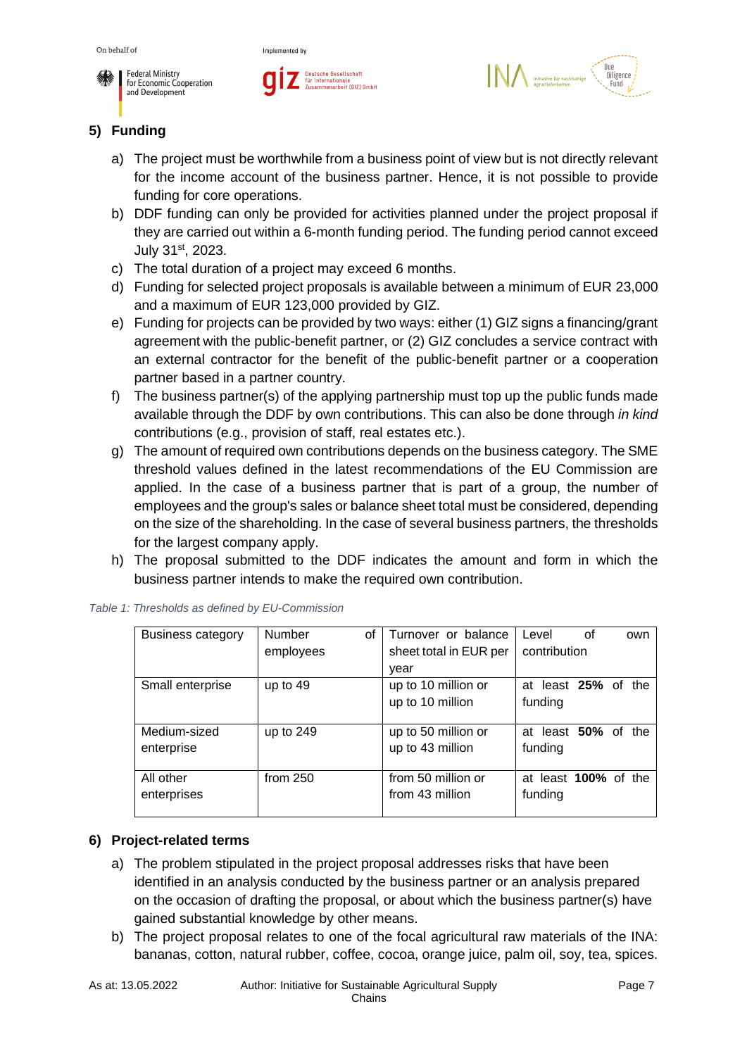## 5) Funding

a) The project must be worthwhile from a business point of view but is not directly relevant for the income account of the business partner. Hence, it is not possible to provide funding for core operations.

b) DDF funding can only be provided for activities planned under the project proposal if they are carried out within a 6-month funding period. The funding period cannot exceed July 31st, 2023.

c) The total duration of a project may exceed 6 months.

d) Funding for selected project proposals is available between a minimum of EUR 23,000 and a maximum of EUR 123,000 provided by GIZ.

e) Funding for projects can be provided by two ways: either (1) GIZ signs a financing/grant agreement with the public-benefit partner, or (2) GIZ concludes a service contract with an external contractor for the benefit of the public-benefit partner or a cooperation partner based in a partner country.

f) The business partner(s) of the applying partnership must top up the public funds made available through the DDF by own contributions. This can also be done through *in kind* contributions (e.g., provision of staff, real estates etc.).

g) The amount of required own contributions depends on the business category. The SME threshold values defined in the latest recommendations of the EU Commission are applied. In the case of a business partner that is part of a group, the number of employees and the group's sales or balance sheet total must be considered, depending on the size of the shareholding. In the case of several business partners, the thresholds for the largest company apply.

h) The proposal submitted to the DDF indicates the amount and form in which the business partner intends to make the required own contribution.

*Table 1: Thresholds as defined by EU-Commission*

| Business category | Number of employees | Turnover or balance sheet total in EUR per year | Level of own contribution |
|---|---|---|---|
| Small enterprise | up to 49 | up to 10 million or up to 10 million | at least **25%** of the funding |
| Medium-sized enterprise | up to 249 | up to 50 million or up to 43 million | at least **50%** of the funding |
| All other enterprises | from 250 | from 50 million or from 43 million | at least **100%** of the funding |

## 6) Project-related terms

a) The problem stipulated in the project proposal addresses risks that have been identified in an analysis conducted by the business partner or an analysis prepared on the occasion of drafting the proposal, or about which the business partner(s) have gained substantial knowledge by other means.

b) The project proposal relates to one of the focal agricultural raw materials of the INA: bananas, cotton, natural rubber, coffee, cocoa, orange juice, palm oil, soy, tea, spices.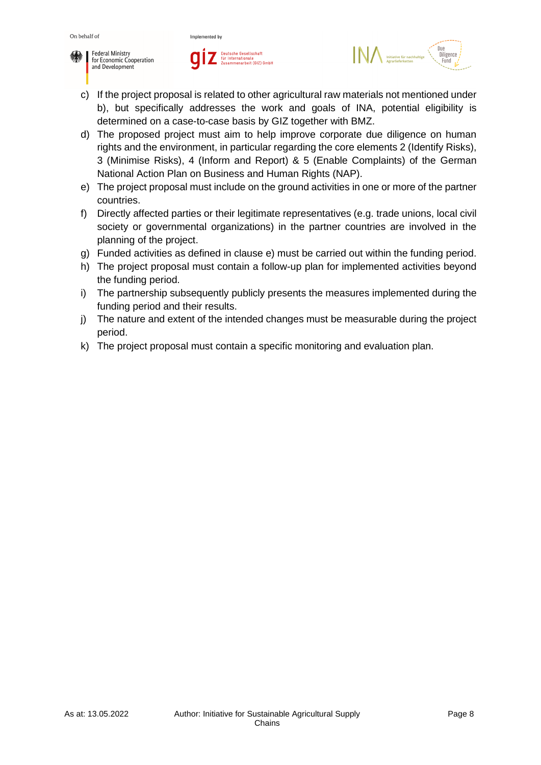c) If the project proposal is related to other agricultural raw materials not mentioned under b), but specifically addresses the work and goals of INA, potential eligibility is determined on a case-to-case basis by GIZ together with BMZ.
d) The proposed project must aim to help improve corporate due diligence on human rights and the environment, in particular regarding the core elements 2 (Identify Risks), 3 (Minimise Risks), 4 (Inform and Report) & 5 (Enable Complaints) of the German National Action Plan on Business and Human Rights (NAP).
e) The project proposal must include on the ground activities in one or more of the partner countries.
f) Directly affected parties or their legitimate representatives (e.g. trade unions, local civil society or governmental organizations) in the partner countries are involved in the planning of the project.
g) Funded activities as defined in clause e) must be carried out within the funding period.
h) The project proposal must contain a follow-up plan for implemented activities beyond the funding period.
i) The partnership subsequently publicly presents the measures implemented during the funding period and their results.
j) The nature and extent of the intended changes must be measurable during the project period.
k) The project proposal must contain a specific monitoring and evaluation plan.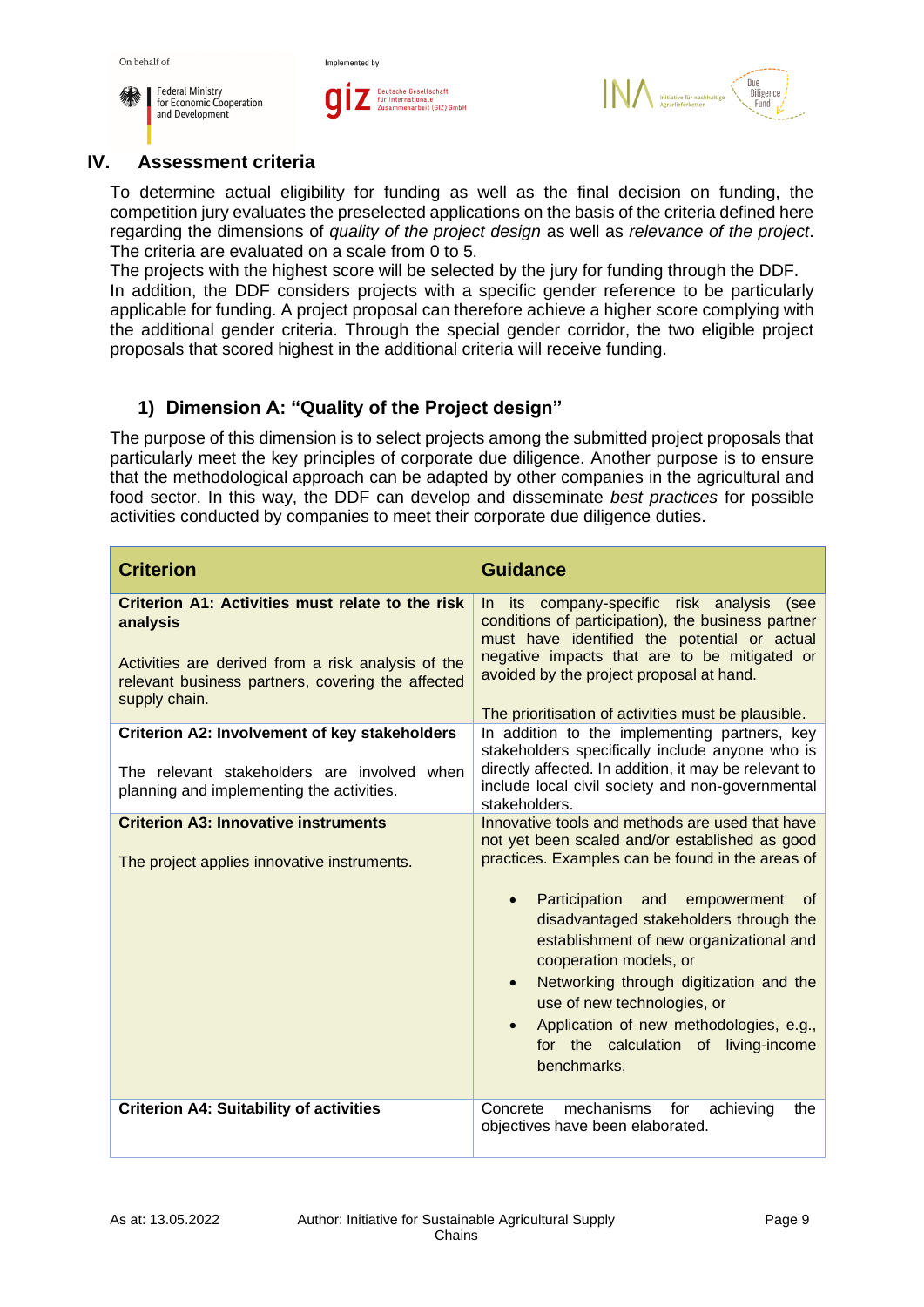## IV. Assessment criteria

To determine actual eligibility for funding as well as the final decision on funding, the competition jury evaluates the preselected applications on the basis of the criteria defined here regarding the dimensions of *quality of the project design* as well as *relevance of the project*. The criteria are evaluated on a scale from 0 to 5.
The projects with the highest score will be selected by the jury for funding through the DDF.
In addition, the DDF considers projects with a specific gender reference to be particularly applicable for funding. A project proposal can therefore achieve a higher score complying with the additional gender criteria. Through the special gender corridor, the two eligible project proposals that scored highest in the additional criteria will receive funding.

### 1) Dimension A: "Quality of the Project design"

The purpose of this dimension is to select projects among the submitted project proposals that particularly meet the key principles of corporate due diligence. Another purpose is to ensure that the methodological approach can be adapted by other companies in the agricultural and food sector. In this way, the DDF can develop and disseminate *best practices* for possible activities conducted by companies to meet their corporate due diligence duties.

| Criterion | Guidance |
|---|---|
| **Criterion A1: Activities must relate to the risk analysis**<br><br>Activities are derived from a risk analysis of the relevant business partners, covering the affected supply chain. | In its company-specific risk analysis (see conditions of participation), the business partner must have identified the potential or actual negative impacts that are to be mitigated or avoided by the project proposal at hand.<br><br>The prioritisation of activities must be plausible. |
| **Criterion A2: Involvement of key stakeholders**<br><br>The relevant stakeholders are involved when planning and implementing the activities. | In addition to the implementing partners, key stakeholders specifically include anyone who is directly affected. In addition, it may be relevant to include local civil society and non-governmental stakeholders. |
| **Criterion A3: Innovative instruments**<br><br>The project applies innovative instruments. | Innovative tools and methods are used that have not yet been scaled and/or established as good practices. Examples can be found in the areas of<br><br>• Participation and empowerment of disadvantaged stakeholders through the establishment of new organizational and cooperation models, or<br>• Networking through digitization and the use of new technologies, or<br>• Application of new methodologies, e.g., for the calculation of living-income benchmarks. |
| **Criterion A4: Suitability of activities** | Concrete mechanisms for achieving the objectives have been elaborated. |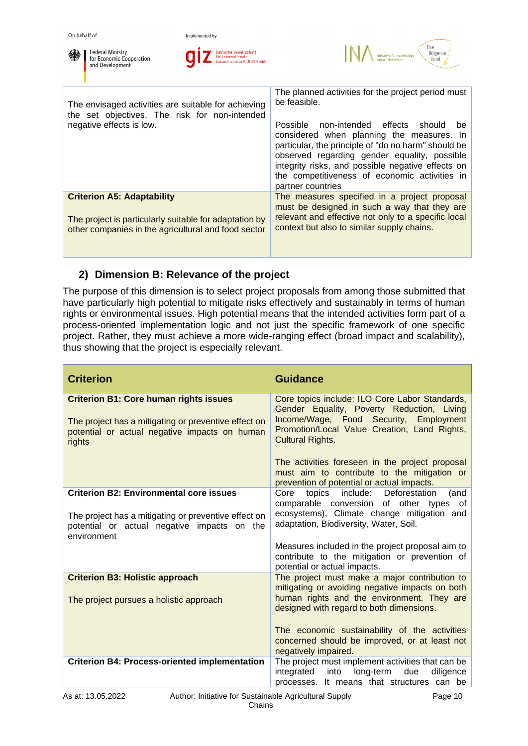| | |
|---|---|
| The envisaged activities are suitable for achieving the set objectives. The risk for non-intended negative effects is low. | The planned activities for the project period must be feasible.<br><br>Possible non-intended effects should be considered when planning the measures. In particular, the principle of "do no harm" should be observed regarding gender equality, possible integrity risks, and possible negative effects on the competitiveness of economic activities in partner countries |
| **Criterion A5: Adaptability**<br><br>The project is particularly suitable for adaptation by other companies in the agricultural and food sector | The measures specified in a project proposal must be designed in such a way that they are relevant and effective not only to a specific local context but also to similar supply chains. |

### 2) Dimension B: Relevance of the project

The purpose of this dimension is to select project proposals from among those submitted that have particularly high potential to mitigate risks effectively and sustainably in terms of human rights or environmental issues. High potential means that the intended activities form part of a process-oriented implementation logic and not just the specific framework of one specific project. Rather, they must achieve a more wide-ranging effect (broad impact and scalability), thus showing that the project is especially relevant.

| Criterion | Guidance |
|---|---|
| **Criterion B1: Core human rights issues**<br><br>The project has a mitigating or preventive effect on potential or actual negative impacts on human rights | Core topics include: ILO Core Labor Standards, Gender Equality, Poverty Reduction, Living Income/Wage, Food Security, Employment Promotion/Local Value Creation, Land Rights, Cultural Rights.<br><br>The activities foreseen in the project proposal must aim to contribute to the mitigation or prevention of potential or actual impacts. |
| **Criterion B2: Environmental core issues**<br><br>The project has a mitigating or preventive effect on potential or actual negative impacts on the environment | Core topics include: Deforestation (and comparable conversion of other types of ecosystems), Climate change mitigation and adaptation, Biodiversity, Water, Soil.<br><br>Measures included in the project proposal aim to contribute to the mitigation or prevention of potential or actual impacts. |
| **Criterion B3: Holistic approach**<br><br>The project pursues a holistic approach | The project must make a major contribution to mitigating or avoiding negative impacts on both human rights and the environment. They are designed with regard to both dimensions.<br><br>The economic sustainability of the activities concerned should be improved, or at least not negatively impaired. |
| **Criterion B4: Process-oriented implementation** | The project must implement activities that can be integrated into long-term due diligence processes. It means that structures can be |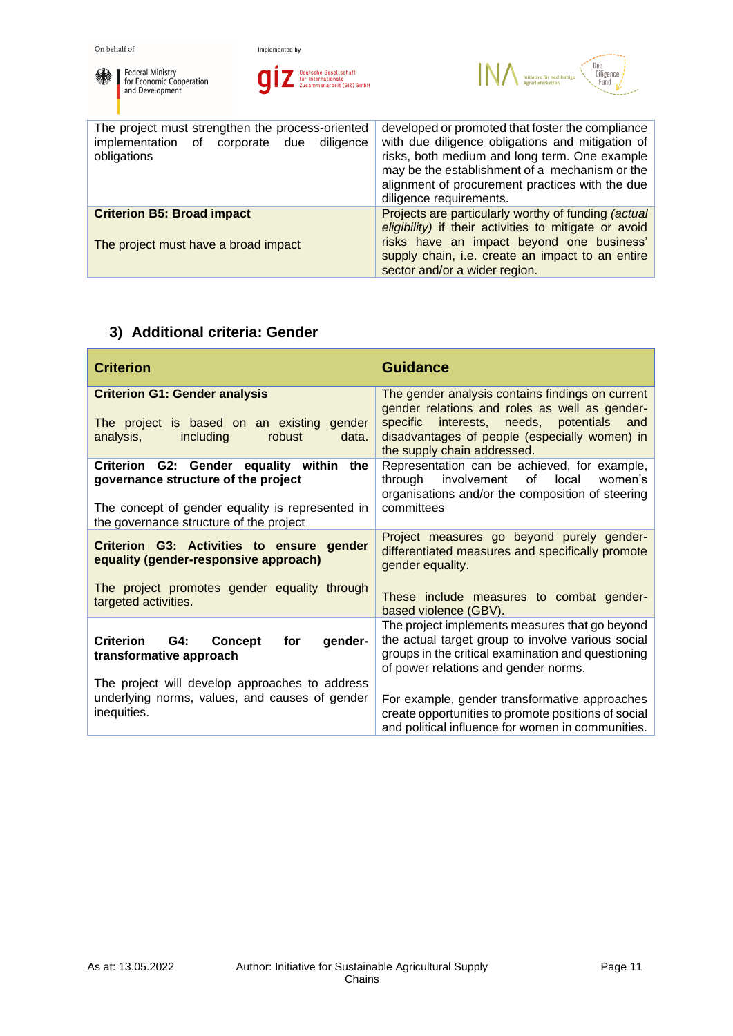| | |
|---|---|
| The project must strengthen the process-oriented implementation of corporate due diligence obligations | developed or promoted that foster the compliance with due diligence obligations and mitigation of risks, both medium and long term. One example may be the establishment of a mechanism or the alignment of procurement practices with the due diligence requirements. |
| **Criterion B5: Broad impact**<br><br>The project must have a broad impact | Projects are particularly worthy of funding *(actual eligibility)* if their activities to mitigate or avoid risks have an impact beyond one business' supply chain, i.e. create an impact to an entire sector and/or a wider region. |

## 3) Additional criteria: Gender

| Criterion | Guidance |
|---|---|
| **Criterion G1: Gender analysis**<br><br>The project is based on an existing gender analysis, including robust data. | The gender analysis contains findings on current gender relations and roles as well as gender-specific interests, needs, potentials and disadvantages of people (especially women) in the supply chain addressed. |
| **Criterion G2: Gender equality within the governance structure of the project**<br><br>The concept of gender equality is represented in the governance structure of the project | Representation can be achieved, for example, through involvement of local women's organisations and/or the composition of steering committees |
| **Criterion G3: Activities to ensure gender equality (gender-responsive approach)**<br><br>The project promotes gender equality through targeted activities. | Project measures go beyond purely gender-differentiated measures and specifically promote gender equality.<br><br>These include measures to combat gender-based violence (GBV). |
| **Criterion G4: Concept for gender-transformative approach**<br><br>The project will develop approaches to address underlying norms, values, and causes of gender inequities. | The project implements measures that go beyond the actual target group to involve various social groups in the critical examination and questioning of power relations and gender norms.<br><br>For example, gender transformative approaches create opportunities to promote positions of social and political influence for women in communities. |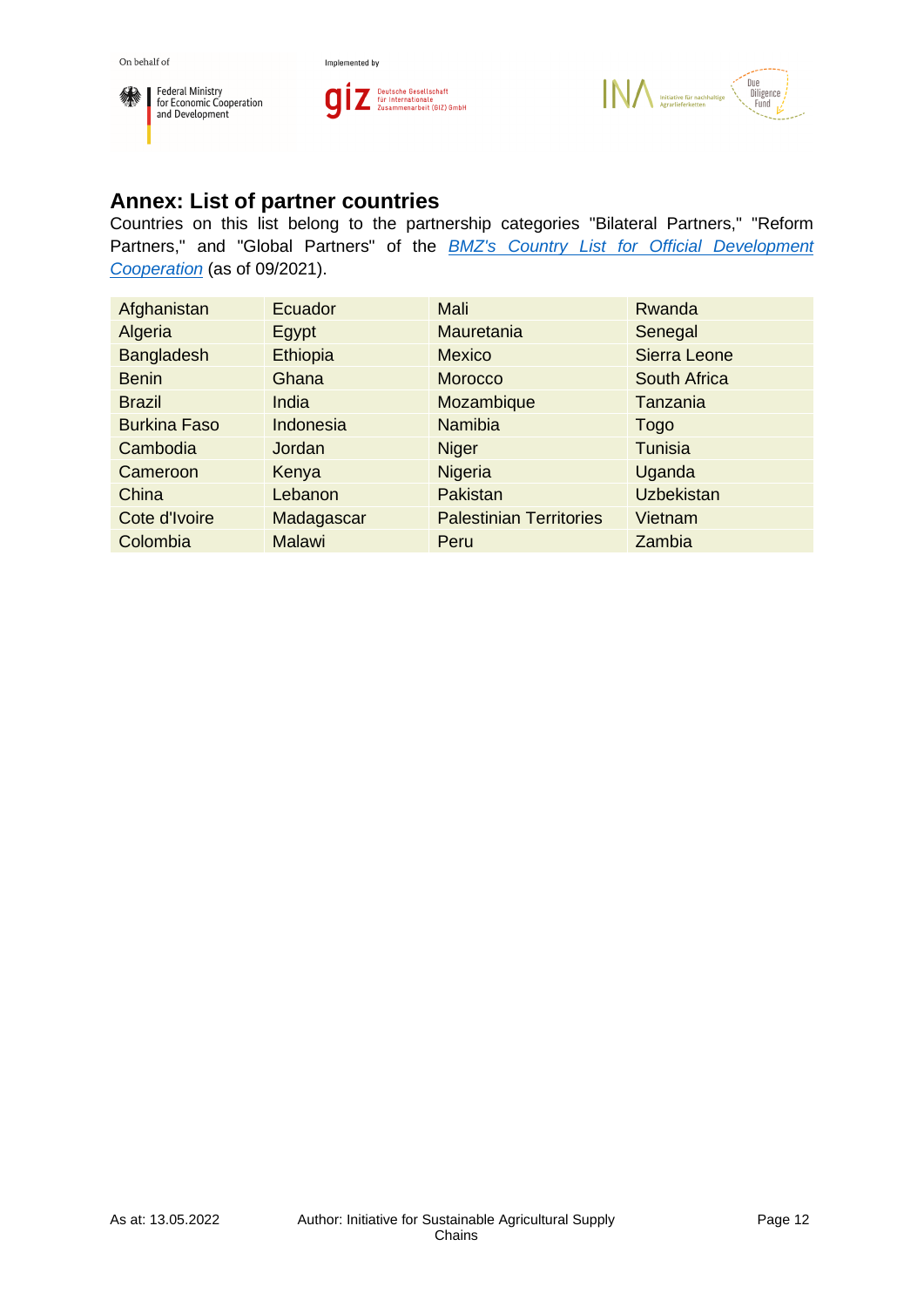## Annex: List of partner countries

Countries on this list belong to the partnership categories "Bilateral Partners," "Reform Partners," and "Global Partners" of the *BMZ's Country List for Official Development Cooperation* (as of 09/2021).

| | | | |
|---|---|---|---|
| Afghanistan | Ecuador | Mali | Rwanda |
| Algeria | Egypt | Mauretania | Senegal |
| Bangladesh | Ethiopia | Mexico | Sierra Leone |
| Benin | Ghana | Morocco | South Africa |
| Brazil | India | Mozambique | Tanzania |
| Burkina Faso | Indonesia | Namibia | Togo |
| Cambodia | Jordan | Niger | Tunisia |
| Cameroon | Kenya | Nigeria | Uganda |
| China | Lebanon | Pakistan | Uzbekistan |
| Cote d'Ivoire | Madagascar | Palestinian Territories | Vietnam |
| Colombia | Malawi | Peru | Zambia |